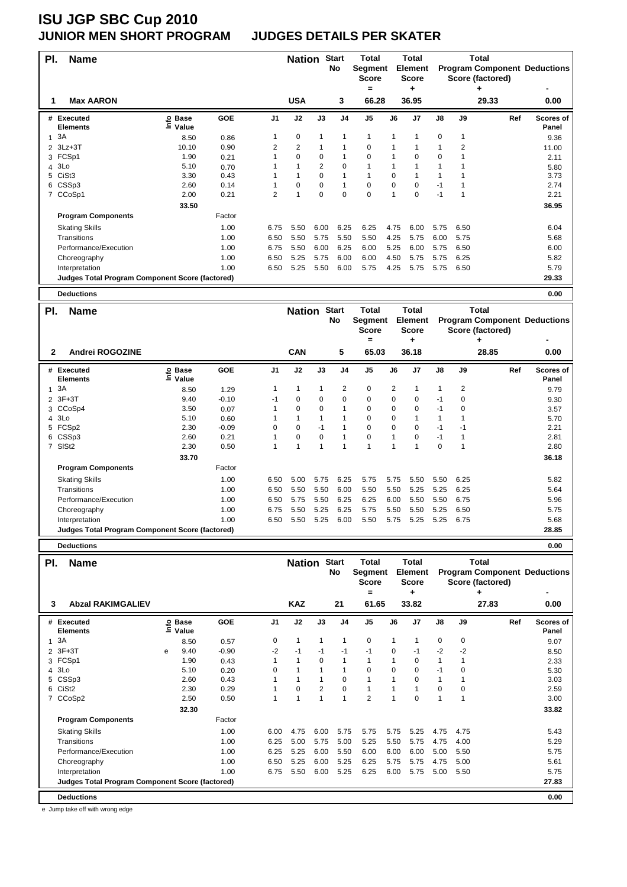# ISU JGP SBC Cup 2010
## JUNIOR MEN SHORT PROGRAM JUDGES DETAILS PER SKATER

| Pl. | Name | Nation | Start No | Total Segment Score = | Total Element Score + | Total Program Component Score (factored) + | Deductions - |
|---|---|---|---|---|---|---|---|
| 1 | Max AARON | USA | 3 | 66.28 | 36.95 | 29.33 | 0.00 |

| # | Executed Elements | Info | Base Value | GOE | J1 | J2 | J3 | J4 | J5 | J6 | J7 | J8 | J9 | Ref | Scores of Panel |
|---|---|---|---|---|---|---|---|---|---|---|---|---|---|---|---|
| 1 | 3A | | 8.50 | 0.86 | 1 | 0 | 1 | 1 | 1 | 1 | 1 | 0 | 1 | | 9.36 |
| 2 | 3Lz+3T | | 10.10 | 0.90 | 2 | 2 | 1 | 1 | 0 | 1 | 1 | 1 | 2 | | 11.00 |
| 3 | FCSp1 | | 1.90 | 0.21 | 1 | 0 | 0 | 1 | 0 | 1 | 0 | 0 | 1 | | 2.11 |
| 4 | 3Lo | | 5.10 | 0.70 | 1 | 1 | 2 | 0 | 1 | 1 | 1 | 1 | 1 | | 5.80 |
| 5 | CiSt3 | | 3.30 | 0.43 | 1 | 1 | 0 | 1 | 1 | 0 | 1 | 1 | 1 | | 3.73 |
| 6 | CSSp3 | | 2.60 | 0.14 | 1 | 0 | 0 | 1 | 0 | 0 | 0 | -1 | 1 | | 2.74 |
| 7 | CCoSp1 | | 2.00 | 0.21 | 2 | 1 | 0 | 0 | 0 | 1 | 0 | -1 | 1 | | 2.21 |
| | | | 33.50 | | | | | | | | | | | | 36.95 |

| Program Components | Factor | J1 | J2 | J3 | J4 | J5 | J6 | J7 | J8 | J9 | Scores of Panel |
|---|---|---|---|---|---|---|---|---|---|---|---|
| Skating Skills | 1.00 | 6.75 | 5.50 | 6.00 | 6.25 | 6.25 | 4.75 | 6.00 | 5.75 | 6.50 | 6.04 |
| Transitions | 1.00 | 6.50 | 5.50 | 5.75 | 5.50 | 5.50 | 4.25 | 5.75 | 6.00 | 5.75 | 5.68 |
| Performance/Execution | 1.00 | 6.75 | 5.50 | 6.00 | 6.25 | 6.00 | 5.25 | 6.00 | 5.75 | 6.50 | 6.00 |
| Choreography | 1.00 | 6.50 | 5.25 | 5.75 | 6.00 | 6.00 | 4.50 | 5.75 | 5.75 | 6.25 | 5.82 |
| Interpretation | 1.00 | 6.50 | 5.25 | 5.50 | 6.00 | 5.75 | 4.25 | 5.75 | 5.75 | 6.50 | 5.79 |
| Judges Total Program Component Score (factored) | | | | | | | | | | | 29.33 |

**Deductions** 0.00

| Pl. | Name | Nation | Start No | Total Segment Score = | Total Element Score + | Total Program Component Score (factored) + | Deductions - |
|---|---|---|---|---|---|---|---|
| 2 | Andrei ROGOZINE | CAN | 5 | 65.03 | 36.18 | 28.85 | 0.00 |

| # | Executed Elements | Info | Base Value | GOE | J1 | J2 | J3 | J4 | J5 | J6 | J7 | J8 | J9 | Ref | Scores of Panel |
|---|---|---|---|---|---|---|---|---|---|---|---|---|---|---|---|
| 1 | 3A | | 8.50 | 1.29 | 1 | 1 | 1 | 2 | 0 | 2 | 1 | 1 | 2 | | 9.79 |
| 2 | 3F+3T | | 9.40 | -0.10 | -1 | 0 | 0 | 0 | 0 | 0 | 0 | -1 | 0 | | 9.30 |
| 3 | CCoSp4 | | 3.50 | 0.07 | 1 | 0 | 0 | 1 | 0 | 0 | 0 | -1 | 0 | | 3.57 |
| 4 | 3Lo | | 5.10 | 0.60 | 1 | 1 | 1 | 1 | 0 | 0 | 1 | 1 | 1 | | 5.70 |
| 5 | FCSp2 | | 2.30 | -0.09 | 0 | 0 | -1 | 1 | 0 | 0 | 0 | -1 | -1 | | 2.21 |
| 6 | CSSp3 | | 2.60 | 0.21 | 1 | 0 | 0 | 1 | 0 | 1 | 0 | -1 | 1 | | 2.81 |
| 7 | SlSt2 | | 2.30 | 0.50 | 1 | 1 | 1 | 1 | 1 | 1 | 1 | 0 | 1 | | 2.80 |
| | | | 33.70 | | | | | | | | | | | | 36.18 |

| Program Components | Factor | J1 | J2 | J3 | J4 | J5 | J6 | J7 | J8 | J9 | Scores of Panel |
|---|---|---|---|---|---|---|---|---|---|---|---|
| Skating Skills | 1.00 | 6.50 | 5.00 | 5.75 | 6.25 | 5.75 | 5.75 | 5.50 | 5.50 | 6.25 | 5.82 |
| Transitions | 1.00 | 6.50 | 5.50 | 5.50 | 6.00 | 5.50 | 5.50 | 5.25 | 5.25 | 6.25 | 5.64 |
| Performance/Execution | 1.00 | 6.50 | 5.75 | 5.50 | 6.25 | 6.25 | 6.00 | 5.50 | 5.50 | 6.75 | 5.96 |
| Choreography | 1.00 | 6.75 | 5.50 | 5.25 | 6.25 | 5.75 | 5.50 | 5.50 | 5.25 | 6.50 | 5.75 |
| Interpretation | 1.00 | 6.50 | 5.50 | 5.25 | 6.00 | 5.50 | 5.75 | 5.25 | 5.25 | 6.75 | 5.68 |
| Judges Total Program Component Score (factored) | | | | | | | | | | | 28.85 |

**Deductions** 0.00

| Pl. | Name | Nation | Start No | Total Segment Score = | Total Element Score + | Total Program Component Score (factored) + | Deductions - |
|---|---|---|---|---|---|---|---|
| 3 | Abzal RAKIMGALIEV | KAZ | 21 | 61.65 | 33.82 | 27.83 | 0.00 |

| # | Executed Elements | Info | Base Value | GOE | J1 | J2 | J3 | J4 | J5 | J6 | J7 | J8 | J9 | Ref | Scores of Panel |
|---|---|---|---|---|---|---|---|---|---|---|---|---|---|---|---|
| 1 | 3A | | 8.50 | 0.57 | 0 | 1 | 1 | 1 | 0 | 1 | 1 | 0 | 0 | | 9.07 |
| 2 | 3F+3T | e | 9.40 | -0.90 | -2 | -1 | -1 | -1 | -1 | 0 | -1 | -2 | -2 | | 8.50 |
| 3 | FCSp1 | | 1.90 | 0.43 | 1 | 1 | 0 | 1 | 1 | 1 | 0 | 1 | 1 | | 2.33 |
| 4 | 3Lo | | 5.10 | 0.20 | 0 | 1 | 1 | 1 | 0 | 0 | 0 | -1 | 0 | | 5.30 |
| 5 | CSSp3 | | 2.60 | 0.43 | 1 | 1 | 1 | 0 | 1 | 1 | 0 | 1 | 1 | | 3.03 |
| 6 | CiSt2 | | 2.30 | 0.29 | 1 | 0 | 2 | 0 | 1 | 1 | 1 | 0 | 0 | | 2.59 |
| 7 | CCoSp2 | | 2.50 | 0.50 | 1 | 1 | 1 | 1 | 2 | 1 | 0 | 1 | 1 | | 3.00 |
| | | | 32.30 | | | | | | | | | | | | 33.82 |

| Program Components | Factor | J1 | J2 | J3 | J4 | J5 | J6 | J7 | J8 | J9 | Scores of Panel |
|---|---|---|---|---|---|---|---|---|---|---|---|
| Skating Skills | 1.00 | 6.00 | 4.75 | 6.00 | 5.75 | 5.75 | 5.75 | 5.25 | 4.75 | 4.75 | 5.43 |
| Transitions | 1.00 | 6.25 | 5.00 | 5.75 | 5.00 | 5.25 | 5.50 | 5.75 | 4.75 | 4.00 | 5.29 |
| Performance/Execution | 1.00 | 6.25 | 5.25 | 6.00 | 5.50 | 6.00 | 6.00 | 6.00 | 5.00 | 5.50 | 5.75 |
| Choreography | 1.00 | 6.50 | 5.25 | 6.00 | 5.25 | 6.25 | 5.75 | 5.75 | 4.75 | 5.00 | 5.61 |
| Interpretation | 1.00 | 6.75 | 5.50 | 6.00 | 5.25 | 6.25 | 6.00 | 5.75 | 5.00 | 5.50 | 5.75 |
| Judges Total Program Component Score (factored) | | | | | | | | | | | 27.83 |

**Deductions** 0.00

e Jump take off with wrong edge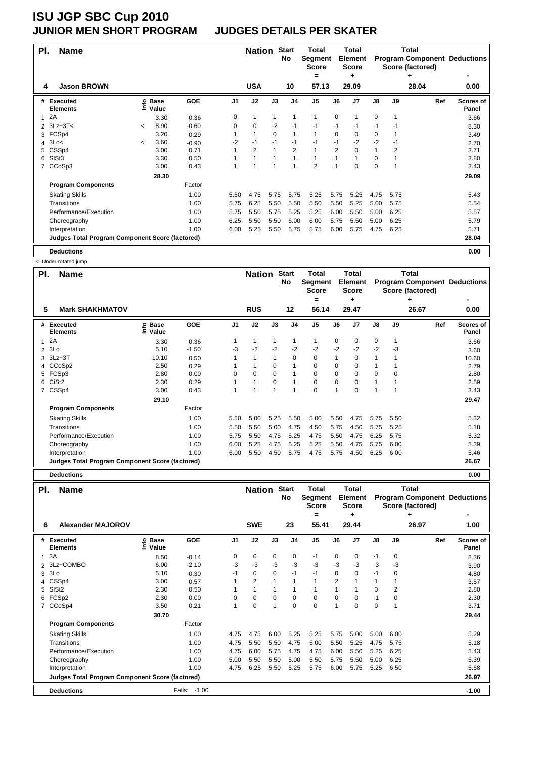# ISU JGP SBC Cup 2010
## JUNIOR MEN SHORT PROGRAM JUDGES DETAILS PER SKATER

| Pl. | Name | Nation | Start No | Total Segment Score = | Total Element Score + | Total Program Component Score (factored) + | Deductions - |
|---|---|---|---|---|---|---|---|
| 4 | Jason BROWN | USA | 10 | 57.13 | 29.09 | 28.04 | 0.00 |

| # | Executed Elements | Info | Base Value | GOE | J1 | J2 | J3 | J4 | J5 | J6 | J7 | J8 | J9 | Ref | Scores of Panel |
|---|---|---|---|---|---|---|---|---|---|---|---|---|---|---|---|
| 1 | 2A | | 3.30 | 0.36 | 0 | 1 | 1 | 1 | 1 | 0 | 1 | 0 | 1 | | 3.66 |
| 2 | 3Lz+3T< | < | 8.90 | -0.60 | 0 | 0 | -2 | -1 | -1 | -1 | -1 | -1 | -1 | | 8.30 |
| 3 | FCSp4 | | 3.20 | 0.29 | 1 | 1 | 0 | 1 | 1 | 0 | 0 | 0 | 1 | | 3.49 |
| 4 | 3Lo< | < | 3.60 | -0.90 | -2 | -1 | -1 | -1 | -1 | -1 | -2 | -2 | -1 | | 2.70 |
| 5 | CSSp4 | | 3.00 | 0.71 | 1 | 2 | 1 | 2 | 1 | 2 | 0 | 1 | 2 | | 3.71 |
| 6 | SlSt3 | | 3.30 | 0.50 | 1 | 1 | 1 | 1 | 1 | 1 | 1 | 0 | 1 | | 3.80 |
| 7 | CCoSp3 | | 3.00 | 0.43 | 1 | 1 | 1 | 1 | 2 | 1 | 0 | 0 | 1 | | 3.43 |
| | | | 28.30 | | | | | | | | | | | | 29.09 |
| | Program Components | | | Factor | | | | | | | | | | | |
| | Skating Skills | | | 1.00 | 5.50 | 4.75 | 5.75 | 5.75 | 5.25 | 5.75 | 5.25 | 4.75 | 5.75 | | 5.43 |
| | Transitions | | | 1.00 | 5.75 | 6.25 | 5.50 | 5.50 | 5.50 | 5.50 | 5.25 | 5.00 | 5.75 | | 5.54 |
| | Performance/Execution | | | 1.00 | 5.75 | 5.50 | 5.75 | 5.25 | 5.25 | 6.00 | 5.50 | 5.00 | 6.25 | | 5.57 |
| | Choreography | | | 1.00 | 6.25 | 5.50 | 5.50 | 6.00 | 6.00 | 5.75 | 5.50 | 5.00 | 6.25 | | 5.79 |
| | Interpretation | | | 1.00 | 6.00 | 5.25 | 5.50 | 5.75 | 5.75 | 6.00 | 5.75 | 4.75 | 6.25 | | 5.71 |
| | Judges Total Program Component Score (factored) | | | | | | | | | | | | | | 28.04 |
| | Deductions | | | | | | | | | | | | | | 0.00 |

< Under-rotated jump

| Pl. | Name | Nation | Start No | Total Segment Score = | Total Element Score + | Total Program Component Score (factored) + | Deductions - |
|---|---|---|---|---|---|---|---|
| 5 | Mark SHAKHMATOV | RUS | 12 | 56.14 | 29.47 | 26.67 | 0.00 |

| # | Executed Elements | Info | Base Value | GOE | J1 | J2 | J3 | J4 | J5 | J6 | J7 | J8 | J9 | Ref | Scores of Panel |
|---|---|---|---|---|---|---|---|---|---|---|---|---|---|---|---|
| 1 | 2A | | 3.30 | 0.36 | 1 | 1 | 1 | 1 | 1 | 0 | 0 | 0 | 1 | | 3.66 |
| 2 | 3Lo | | 5.10 | -1.50 | -3 | -2 | -2 | -2 | -2 | -2 | -2 | -2 | -3 | | 3.60 |
| 3 | 3Lz+3T | | 10.10 | 0.50 | 1 | 1 | 1 | 0 | 0 | 1 | 0 | 1 | 1 | | 10.60 |
| 4 | CCoSp2 | | 2.50 | 0.29 | 1 | 1 | 0 | 1 | 0 | 0 | 0 | 1 | 1 | | 2.79 |
| 5 | FCSp3 | | 2.80 | 0.00 | 0 | 0 | 0 | 1 | 0 | 0 | 0 | 0 | 0 | | 2.80 |
| 6 | CiSt2 | | 2.30 | 0.29 | 1 | 1 | 0 | 1 | 0 | 0 | 0 | 1 | 1 | | 2.59 |
| 7 | CSSp4 | | 3.00 | 0.43 | 1 | 1 | 1 | 1 | 0 | 1 | 0 | 1 | 1 | | 3.43 |
| | | | 29.10 | | | | | | | | | | | | 29.47 |
| | Program Components | | | Factor | | | | | | | | | | | |
| | Skating Skills | | | 1.00 | 5.50 | 5.00 | 5.25 | 5.50 | 5.00 | 5.50 | 4.75 | 5.75 | 5.50 | | 5.32 |
| | Transitions | | | 1.00 | 5.50 | 5.50 | 5.00 | 4.75 | 4.50 | 5.75 | 4.50 | 5.75 | 5.25 | | 5.18 |
| | Performance/Execution | | | 1.00 | 5.75 | 5.50 | 4.75 | 5.25 | 4.75 | 5.50 | 4.75 | 6.25 | 5.75 | | 5.32 |
| | Choreography | | | 1.00 | 6.00 | 5.25 | 4.75 | 5.25 | 5.25 | 5.50 | 4.75 | 5.75 | 6.00 | | 5.39 |
| | Interpretation | | | 1.00 | 6.00 | 5.50 | 4.50 | 5.75 | 4.75 | 5.75 | 4.50 | 6.25 | 6.00 | | 5.46 |
| | Judges Total Program Component Score (factored) | | | | | | | | | | | | | | 26.67 |
| | Deductions | | | | | | | | | | | | | | 0.00 |

| Pl. | Name | Nation | Start No | Total Segment Score = | Total Element Score + | Total Program Component Score (factored) + | Deductions - |
|---|---|---|---|---|---|---|---|
| 6 | Alexander MAJOROV | SWE | 23 | 55.41 | 29.44 | 26.97 | 1.00 |

| # | Executed Elements | Info | Base Value | GOE | J1 | J2 | J3 | J4 | J5 | J6 | J7 | J8 | J9 | Ref | Scores of Panel |
|---|---|---|---|---|---|---|---|---|---|---|---|---|---|---|---|
| 1 | 3A | | 8.50 | -0.14 | 0 | 0 | 0 | 0 | -1 | 0 | 0 | -1 | 0 | | 8.36 |
| 2 | 3Lz+COMBO | | 6.00 | -2.10 | -3 | -3 | -3 | -3 | -3 | -3 | -3 | -3 | -3 | | 3.90 |
| 3 | 3Lo | | 5.10 | -0.30 | -1 | 0 | 0 | -1 | -1 | 0 | 0 | -1 | 0 | | 4.80 |
| 4 | CSSp4 | | 3.00 | 0.57 | 1 | 2 | 1 | 1 | 1 | 2 | 1 | 1 | 1 | | 3.57 |
| 5 | SlSt2 | | 2.30 | 0.50 | 1 | 1 | 1 | 1 | 1 | 1 | 1 | 0 | 2 | | 2.80 |
| 6 | FCSp2 | | 2.30 | 0.00 | 0 | 0 | 0 | 0 | 0 | 0 | 0 | -1 | 0 | | 2.30 |
| 7 | CCoSp4 | | 3.50 | 0.21 | 1 | 0 | 1 | 0 | 0 | 1 | 0 | 0 | 1 | | 3.71 |
| | | | 30.70 | | | | | | | | | | | | 29.44 |
| | Program Components | | | Factor | | | | | | | | | | | |
| | Skating Skills | | | 1.00 | 4.75 | 4.75 | 6.00 | 5.25 | 5.25 | 5.75 | 5.00 | 5.00 | 6.00 | | 5.29 |
| | Transitions | | | 1.00 | 4.75 | 5.50 | 5.50 | 4.75 | 5.00 | 5.50 | 5.25 | 4.75 | 5.75 | | 5.18 |
| | Performance/Execution | | | 1.00 | 4.75 | 6.00 | 5.75 | 4.75 | 4.75 | 6.00 | 5.50 | 5.25 | 6.25 | | 5.43 |
| | Choreography | | | 1.00 | 5.00 | 5.50 | 5.50 | 5.00 | 5.50 | 5.75 | 5.50 | 5.00 | 6.25 | | 5.39 |
| | Interpretation | | | 1.00 | 4.75 | 6.25 | 5.50 | 5.25 | 5.75 | 6.00 | 5.75 | 5.25 | 6.50 | | 5.68 |
| | Judges Total Program Component Score (factored) | | | | | | | | | | | | | | 26.97 |
| | Deductions | | | Falls: -1.00 | | | | | | | | | | | -1.00 |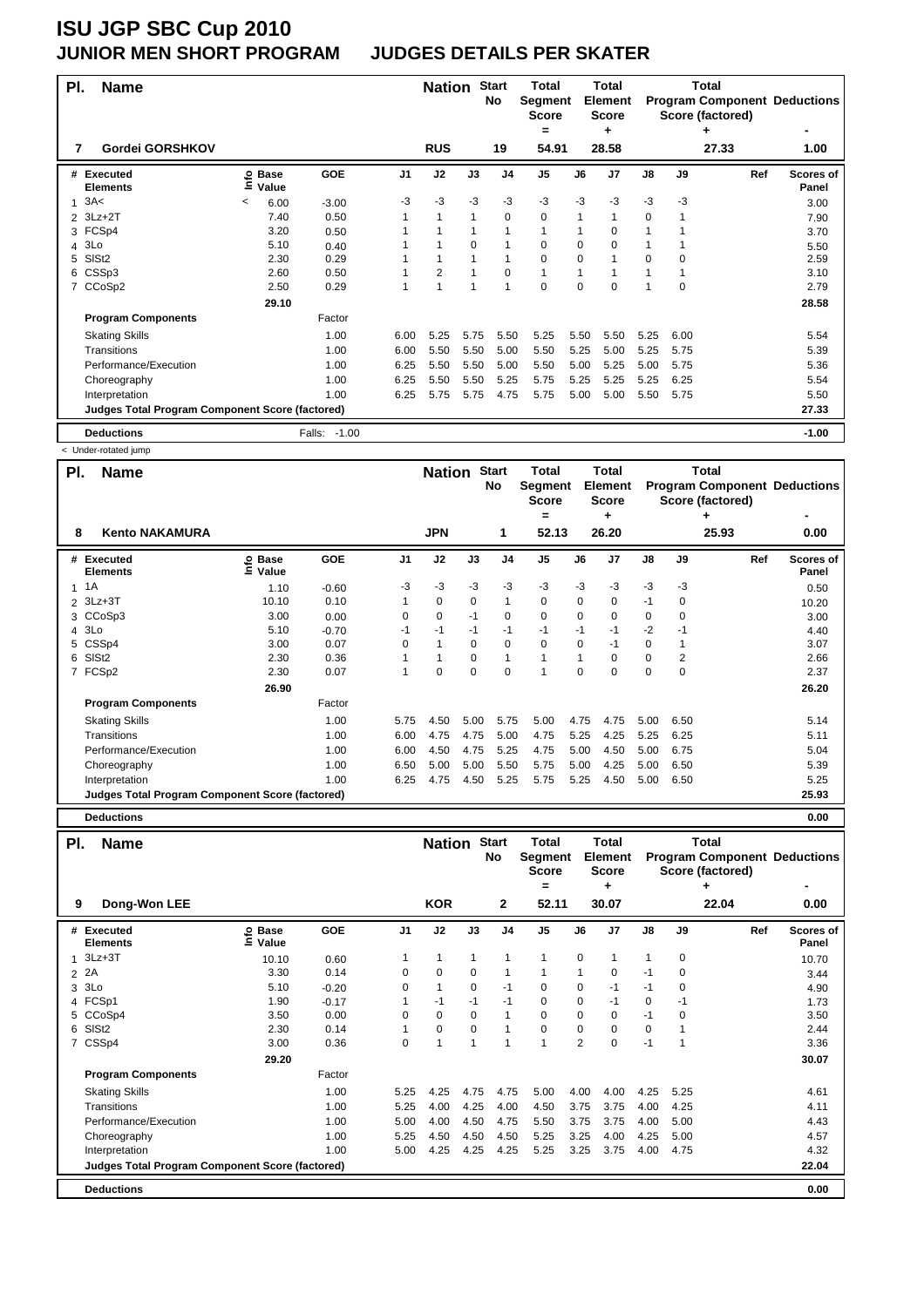# ISU JGP SBC Cup 2010

## JUNIOR MEN SHORT PROGRAM JUDGES DETAILS PER SKATER

| Pl. | Name | Nation | Start No | Total Segment Score = | Total Element Score + | Total Program Component Score (factored) + | Deductions - |
|---|---|---|---|---|---|---|---|
| 7 | Gordei GORSHKOV | RUS | 19 | 54.91 | 28.58 | 27.33 | 1.00 |

| # | Executed Elements | Info | Base Value | GOE | J1 | J2 | J3 | J4 | J5 | J6 | J7 | J8 | J9 | Ref | Scores of Panel |
|---|---|---|---|---|---|---|---|---|---|---|---|---|---|---|---|
| 1 | 3A< | < | 6.00 | -3.00 | -3 | -3 | -3 | -3 | -3 | -3 | -3 | -3 | -3 | | 3.00 |
| 2 | 3Lz+2T | | 7.40 | 0.50 | 1 | 1 | 1 | 0 | 0 | 1 | 1 | 0 | 1 | | 7.90 |
| 3 | FCSp4 | | 3.20 | 0.50 | 1 | 1 | 1 | 1 | 1 | 1 | 0 | 1 | 1 | | 3.70 |
| 4 | 3Lo | | 5.10 | 0.40 | 1 | 1 | 0 | 1 | 0 | 0 | 0 | 1 | 1 | | 5.50 |
| 5 | SlSt2 | | 2.30 | 0.29 | 1 | 1 | 1 | 1 | 0 | 0 | 1 | 0 | 0 | | 2.59 |
| 6 | CSSp3 | | 2.60 | 0.50 | 1 | 2 | 1 | 0 | 1 | 1 | 1 | 1 | 1 | | 3.10 |
| 7 | CCoSp2 | | 2.50 | 0.29 | 1 | 1 | 1 | 1 | 0 | 0 | 0 | 1 | 0 | | 2.79 |
| | | | 29.10 | | | | | | | | | | | | 28.58 |

| Program Components | Factor | J1 | J2 | J3 | J4 | J5 | J6 | J7 | J8 | J9 | Scores of Panel |
|---|---|---|---|---|---|---|---|---|---|---|---|
| Skating Skills | 1.00 | 6.00 | 5.25 | 5.75 | 5.50 | 5.25 | 5.50 | 5.50 | 5.25 | 6.00 | 5.54 |
| Transitions | 1.00 | 6.00 | 5.50 | 5.50 | 5.00 | 5.50 | 5.25 | 5.00 | 5.25 | 5.75 | 5.39 |
| Performance/Execution | 1.00 | 6.25 | 5.50 | 5.50 | 5.00 | 5.50 | 5.00 | 5.25 | 5.00 | 5.75 | 5.36 |
| Choreography | 1.00 | 6.25 | 5.50 | 5.50 | 5.25 | 5.75 | 5.25 | 5.25 | 5.25 | 6.25 | 5.54 |
| Interpretation | 1.00 | 6.25 | 5.75 | 5.75 | 4.75 | 5.75 | 5.00 | 5.00 | 5.50 | 5.75 | 5.50 |
| Judges Total Program Component Score (factored) | | | | | | | | | | | 27.33 |

| Deductions | Falls: -1.00 | -1.00 |
|---|---|---|

< Under-rotated jump

| Pl. | Name | Nation | Start No | Total Segment Score = | Total Element Score + | Total Program Component Score (factored) + | Deductions - |
|---|---|---|---|---|---|---|---|
| 8 | Kento NAKAMURA | JPN | 1 | 52.13 | 26.20 | 25.93 | 0.00 |

| # | Executed Elements | Info | Base Value | GOE | J1 | J2 | J3 | J4 | J5 | J6 | J7 | J8 | J9 | Ref | Scores of Panel |
|---|---|---|---|---|---|---|---|---|---|---|---|---|---|---|---|
| 1 | 1A | | 1.10 | -0.60 | -3 | -3 | -3 | -3 | -3 | -3 | -3 | -3 | -3 | | 0.50 |
| 2 | 3Lz+3T | | 10.10 | 0.10 | 1 | 0 | 0 | 1 | 0 | 0 | 0 | -1 | 0 | | 10.20 |
| 3 | CCoSp3 | | 3.00 | 0.00 | 0 | 0 | -1 | 0 | 0 | 0 | 0 | 0 | 0 | | 3.00 |
| 4 | 3Lo | | 5.10 | -0.70 | -1 | -1 | -1 | -1 | -1 | -1 | -1 | -2 | -1 | | 4.40 |
| 5 | CSSp4 | | 3.00 | 0.07 | 0 | 1 | 0 | 0 | 0 | 0 | -1 | 0 | 1 | | 3.07 |
| 6 | SlSt2 | | 2.30 | 0.36 | 1 | 1 | 0 | 1 | 1 | 1 | 0 | 0 | 2 | | 2.66 |
| 7 | FCSp2 | | 2.30 | 0.07 | 1 | 0 | 0 | 0 | 1 | 0 | 0 | 0 | 0 | | 2.37 |
| | | | 26.90 | | | | | | | | | | | | 26.20 |

| Program Components | Factor | J1 | J2 | J3 | J4 | J5 | J6 | J7 | J8 | J9 | Scores of Panel |
|---|---|---|---|---|---|---|---|---|---|---|---|
| Skating Skills | 1.00 | 5.75 | 4.50 | 5.00 | 5.75 | 5.00 | 4.75 | 4.75 | 5.00 | 6.50 | 5.14 |
| Transitions | 1.00 | 6.00 | 4.75 | 4.75 | 5.00 | 4.75 | 5.25 | 4.25 | 5.25 | 6.25 | 5.11 |
| Performance/Execution | 1.00 | 6.00 | 4.50 | 4.75 | 5.25 | 4.75 | 5.00 | 4.50 | 5.00 | 6.75 | 5.04 |
| Choreography | 1.00 | 6.50 | 5.00 | 5.00 | 5.50 | 5.75 | 5.00 | 4.25 | 5.00 | 6.50 | 5.39 |
| Interpretation | 1.00 | 6.25 | 4.75 | 4.50 | 5.25 | 5.75 | 5.25 | 4.50 | 5.00 | 6.50 | 5.25 |
| Judges Total Program Component Score (factored) | | | | | | | | | | | 25.93 |

| Deductions | | 0.00 |
|---|---|---|

| Pl. | Name | Nation | Start No | Total Segment Score = | Total Element Score + | Total Program Component Score (factored) + | Deductions - |
|---|---|---|---|---|---|---|---|
| 9 | Dong-Won LEE | KOR | 2 | 52.11 | 30.07 | 22.04 | 0.00 |

| # | Executed Elements | Info | Base Value | GOE | J1 | J2 | J3 | J4 | J5 | J6 | J7 | J8 | J9 | Ref | Scores of Panel |
|---|---|---|---|---|---|---|---|---|---|---|---|---|---|---|---|
| 1 | 3Lz+3T | | 10.10 | 0.60 | 1 | 1 | 1 | 1 | 1 | 0 | 1 | 1 | 0 | | 10.70 |
| 2 | 2A | | 3.30 | 0.14 | 0 | 0 | 0 | 1 | 1 | 1 | 0 | -1 | 0 | | 3.44 |
| 3 | 3Lo | | 5.10 | -0.20 | 0 | 1 | 0 | -1 | 0 | 0 | -1 | -1 | 0 | | 4.90 |
| 4 | FCSp1 | | 1.90 | -0.17 | 1 | -1 | -1 | -1 | 0 | 0 | -1 | 0 | -1 | | 1.73 |
| 5 | CCoSp4 | | 3.50 | 0.00 | 0 | 0 | 0 | 1 | 0 | 0 | 0 | -1 | 0 | | 3.50 |
| 6 | SlSt2 | | 2.30 | 0.14 | 1 | 0 | 0 | 1 | 0 | 0 | 0 | 0 | 1 | | 2.44 |
| 7 | CSSp4 | | 3.00 | 0.36 | 0 | 1 | 1 | 1 | 1 | 2 | 0 | -1 | 1 | | 3.36 |
| | | | 29.20 | | | | | | | | | | | | 30.07 |

| Program Components | Factor | J1 | J2 | J3 | J4 | J5 | J6 | J7 | J8 | J9 | Scores of Panel |
|---|---|---|---|---|---|---|---|---|---|---|---|
| Skating Skills | 1.00 | 5.25 | 4.25 | 4.75 | 4.75 | 5.00 | 4.00 | 4.00 | 4.25 | 5.25 | 4.61 |
| Transitions | 1.00 | 5.25 | 4.00 | 4.25 | 4.00 | 4.50 | 3.75 | 3.75 | 4.00 | 4.25 | 4.11 |
| Performance/Execution | 1.00 | 5.00 | 4.00 | 4.50 | 4.75 | 5.50 | 3.75 | 3.75 | 4.00 | 5.00 | 4.43 |
| Choreography | 1.00 | 5.25 | 4.50 | 4.50 | 4.50 | 5.25 | 3.25 | 4.00 | 4.25 | 5.00 | 4.57 |
| Interpretation | 1.00 | 5.00 | 4.25 | 4.25 | 4.25 | 5.25 | 3.25 | 3.75 | 4.00 | 4.75 | 4.32 |
| Judges Total Program Component Score (factored) | | | | | | | | | | | 22.04 |

| Deductions | | 0.00 |
|---|---|---|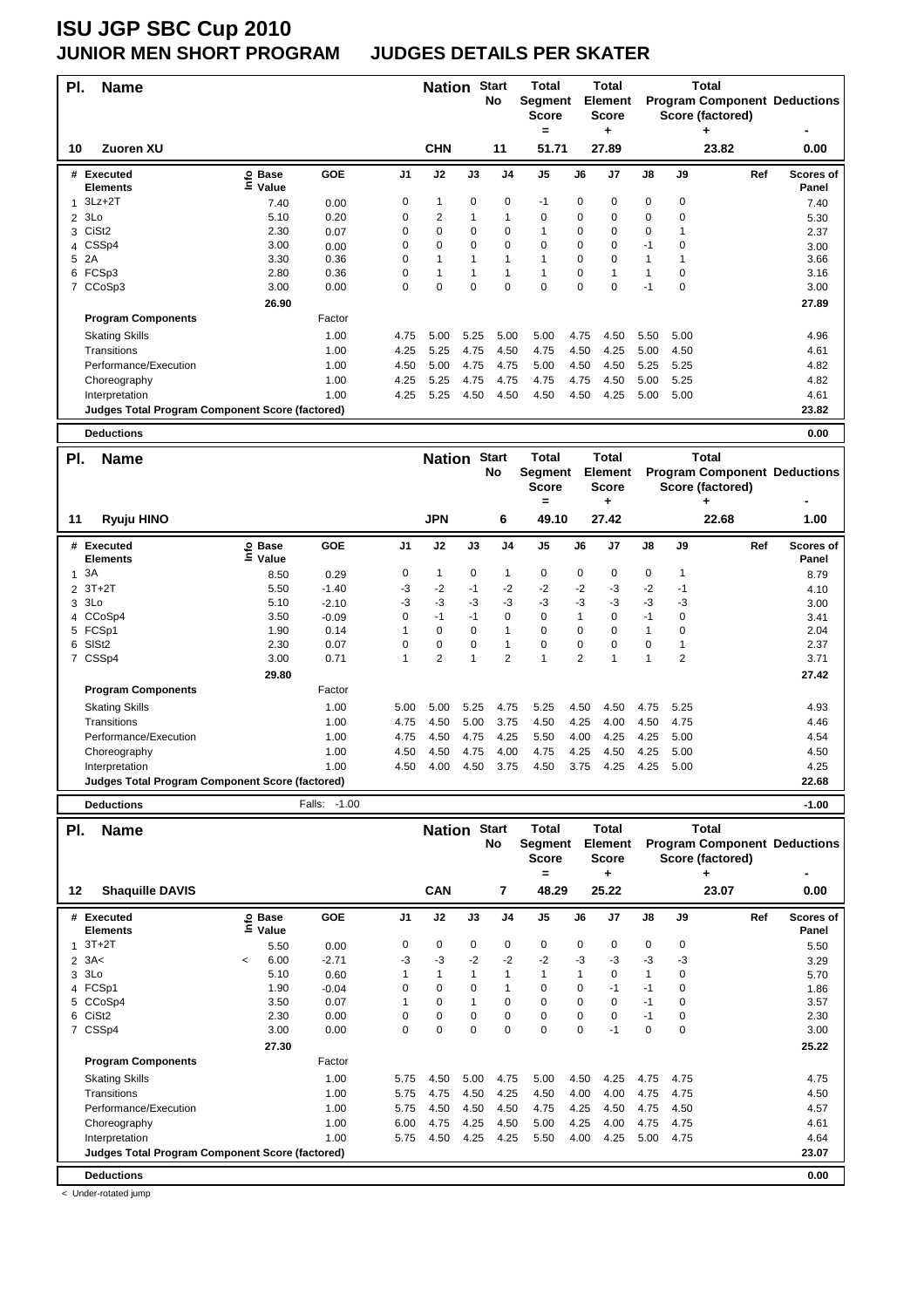# ISU JGP SBC Cup 2010
## JUNIOR MEN SHORT PROGRAM JUDGES DETAILS PER SKATER

| Pl. | Name | Nation | Start No | Total Segment Score = | Total Element Score + | Total Program Component Score (factored) + | Deductions - |
|---|---|---|---|---|---|---|---|
| 10 | Zuoren XU | CHN | 11 | 51.71 | 27.89 | 23.82 | 0.00 |

| # | Executed Elements | Info | Base Value | GOE | J1 | J2 | J3 | J4 | J5 | J6 | J7 | J8 | J9 | Ref | Scores of Panel |
|---|---|---|---|---|---|---|---|---|---|---|---|---|---|---|---|
| 1 | 3Lz+2T | | 7.40 | 0.00 | 0 | 1 | 0 | 0 | -1 | 0 | 0 | 0 | 0 | | 7.40 |
| 2 | 3Lo | | 5.10 | 0.20 | 0 | 2 | 1 | 1 | 0 | 0 | 0 | 0 | 0 | | 5.30 |
| 3 | CiSt2 | | 2.30 | 0.07 | 0 | 0 | 0 | 0 | 1 | 0 | 0 | 0 | 1 | | 2.37 |
| 4 | CSSp4 | | 3.00 | 0.00 | 0 | 0 | 0 | 0 | 0 | 0 | 0 | -1 | 0 | | 3.00 |
| 5 | 2A | | 3.30 | 0.36 | 0 | 1 | 1 | 1 | 1 | 0 | 0 | 1 | 1 | | 3.66 |
| 6 | FCSp3 | | 2.80 | 0.36 | 0 | 1 | 1 | 1 | 1 | 0 | 1 | 1 | 0 | | 3.16 |
| 7 | CCoSp3 | | 3.00 | 0.00 | 0 | 0 | 0 | 0 | 0 | 0 | 0 | -1 | 0 | | 3.00 |
| | | | 26.90 | | | | | | | | | | | | 27.89 |

| Program Components | Factor | J1 | J2 | J3 | J4 | J5 | J6 | J7 | J8 | J9 | Scores of Panel |
|---|---|---|---|---|---|---|---|---|---|---|---|
| Skating Skills | 1.00 | 4.75 | 5.00 | 5.25 | 5.00 | 5.00 | 4.75 | 4.50 | 5.50 | 5.00 | 4.96 |
| Transitions | 1.00 | 4.25 | 5.25 | 4.75 | 4.50 | 4.75 | 4.50 | 4.25 | 5.00 | 4.50 | 4.61 |
| Performance/Execution | 1.00 | 4.50 | 5.00 | 4.75 | 4.75 | 5.00 | 4.50 | 4.50 | 5.25 | 5.25 | 4.82 |
| Choreography | 1.00 | 4.25 | 5.25 | 4.75 | 4.75 | 4.75 | 4.75 | 4.50 | 5.00 | 5.25 | 4.82 |
| Interpretation | 1.00 | 4.25 | 5.25 | 4.50 | 4.50 | 4.50 | 4.50 | 4.25 | 5.00 | 5.00 | 4.61 |
| Judges Total Program Component Score (factored) | | | | | | | | | | | 23.82 |

**Deductions** 0.00

| Pl. | Name | Nation | Start No | Total Segment Score = | Total Element Score + | Total Program Component Score (factored) + | Deductions - |
|---|---|---|---|---|---|---|---|
| 11 | Ryuju HINO | JPN | 6 | 49.10 | 27.42 | 22.68 | 1.00 |

| # | Executed Elements | Info | Base Value | GOE | J1 | J2 | J3 | J4 | J5 | J6 | J7 | J8 | J9 | Ref | Scores of Panel |
|---|---|---|---|---|---|---|---|---|---|---|---|---|---|---|---|
| 1 | 3A | | 8.50 | 0.29 | 0 | 1 | 0 | 1 | 0 | 0 | 0 | 0 | 1 | | 8.79 |
| 2 | 3T+2T | | 5.50 | -1.40 | -3 | -2 | -1 | -2 | -2 | -2 | -3 | -2 | -1 | | 4.10 |
| 3 | 3Lo | | 5.10 | -2.10 | -3 | -3 | -3 | -3 | -3 | -3 | -3 | -3 | -3 | | 3.00 |
| 4 | CCoSp4 | | 3.50 | -0.09 | 0 | -1 | -1 | 0 | 0 | 1 | 0 | -1 | 0 | | 3.41 |
| 5 | FCSp1 | | 1.90 | 0.14 | 1 | 0 | 0 | 1 | 0 | 0 | 0 | 1 | 0 | | 2.04 |
| 6 | SlSt2 | | 2.30 | 0.07 | 0 | 0 | 0 | 1 | 0 | 0 | 0 | 0 | 1 | | 2.37 |
| 7 | CSSp4 | | 3.00 | 0.71 | 1 | 2 | 1 | 2 | 1 | 2 | 1 | 1 | 2 | | 3.71 |
| | | | 29.80 | | | | | | | | | | | | 27.42 |

| Program Components | Factor | J1 | J2 | J3 | J4 | J5 | J6 | J7 | J8 | J9 | Scores of Panel |
|---|---|---|---|---|---|---|---|---|---|---|---|
| Skating Skills | 1.00 | 5.00 | 5.00 | 5.25 | 4.75 | 5.25 | 4.50 | 4.50 | 4.75 | 5.25 | 4.93 |
| Transitions | 1.00 | 4.75 | 4.50 | 5.00 | 3.75 | 4.50 | 4.25 | 4.00 | 4.50 | 4.75 | 4.46 |
| Performance/Execution | 1.00 | 4.75 | 4.50 | 4.75 | 4.25 | 5.50 | 4.00 | 4.25 | 4.25 | 5.00 | 4.54 |
| Choreography | 1.00 | 4.50 | 4.50 | 4.75 | 4.00 | 4.75 | 4.25 | 4.50 | 4.25 | 5.00 | 4.50 |
| Interpretation | 1.00 | 4.50 | 4.00 | 4.50 | 3.75 | 4.50 | 3.75 | 4.25 | 4.25 | 5.00 | 4.25 |
| Judges Total Program Component Score (factored) | | | | | | | | | | | 22.68 |

**Deductions** Falls: -1.00 -1.00

| Pl. | Name | Nation | Start No | Total Segment Score = | Total Element Score + | Total Program Component Score (factored) + | Deductions - |
|---|---|---|---|---|---|---|---|
| 12 | Shaquille DAVIS | CAN | 7 | 48.29 | 25.22 | 23.07 | 0.00 |

| # | Executed Elements | Info | Base Value | GOE | J1 | J2 | J3 | J4 | J5 | J6 | J7 | J8 | J9 | Ref | Scores of Panel |
|---|---|---|---|---|---|---|---|---|---|---|---|---|---|---|---|
| 1 | 3T+2T | | 5.50 | 0.00 | 0 | 0 | 0 | 0 | 0 | 0 | 0 | 0 | 0 | | 5.50 |
| 2 | 3A< | < | 6.00 | -2.71 | -3 | -3 | -2 | -2 | -2 | -3 | -3 | -3 | -3 | | 3.29 |
| 3 | 3Lo | | 5.10 | 0.60 | 1 | 1 | 1 | 1 | 1 | 1 | 0 | 1 | 0 | | 5.70 |
| 4 | FCSp1 | | 1.90 | -0.04 | 0 | 0 | 0 | 1 | 0 | 0 | -1 | -1 | 0 | | 1.86 |
| 5 | CCoSp4 | | 3.50 | 0.07 | 1 | 0 | 1 | 0 | 0 | 0 | 0 | -1 | 0 | | 3.57 |
| 6 | CiSt2 | | 2.30 | 0.00 | 0 | 0 | 0 | 0 | 0 | 0 | 0 | -1 | 0 | | 2.30 |
| 7 | CSSp4 | | 3.00 | 0.00 | 0 | 0 | 0 | 0 | 0 | 0 | -1 | 0 | 0 | | 3.00 |
| | | | 27.30 | | | | | | | | | | | | 25.22 |

| Program Components | Factor | J1 | J2 | J3 | J4 | J5 | J6 | J7 | J8 | J9 | Scores of Panel |
|---|---|---|---|---|---|---|---|---|---|---|---|
| Skating Skills | 1.00 | 5.75 | 4.50 | 5.00 | 4.75 | 5.00 | 4.50 | 4.25 | 4.75 | 4.75 | 4.75 |
| Transitions | 1.00 | 5.75 | 4.75 | 4.50 | 4.25 | 4.50 | 4.00 | 4.00 | 4.75 | 4.75 | 4.50 |
| Performance/Execution | 1.00 | 5.75 | 4.50 | 4.50 | 4.50 | 4.75 | 4.25 | 4.50 | 4.75 | 4.50 | 4.57 |
| Choreography | 1.00 | 6.00 | 4.75 | 4.25 | 4.50 | 5.00 | 4.25 | 4.00 | 4.75 | 4.75 | 4.61 |
| Interpretation | 1.00 | 5.75 | 4.50 | 4.25 | 4.25 | 5.50 | 4.00 | 4.25 | 5.00 | 4.75 | 4.64 |
| Judges Total Program Component Score (factored) | | | | | | | | | | | 23.07 |

**Deductions** 0.00

< Under-rotated jump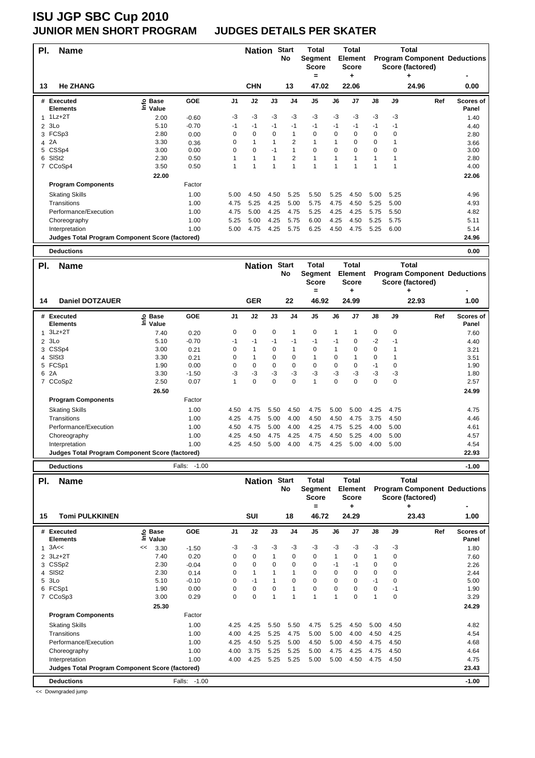# ISU JGP SBC Cup 2010
## JUNIOR MEN SHORT PROGRAM JUDGES DETAILS PER SKATER

| Pl. | Name | Nation | Start No | Total Segment Score = | Total Element Score + | Total Program Component Score (factored) + | Deductions - |
|---|---|---|---|---|---|---|---|
| 13 | He ZHANG | CHN | 13 | 47.02 | 22.06 | 24.96 | 0.00 |

| # | Executed Elements | Info | Base Value | GOE | J1 | J2 | J3 | J4 | J5 | J6 | J7 | J8 | J9 | Ref | Scores of Panel |
|---|---|---|---|---|---|---|---|---|---|---|---|---|---|---|---|
| 1 | 1Lz+2T | | 2.00 | -0.60 | -3 | -3 | -3 | -3 | -3 | -3 | -3 | -3 | -3 | | 1.40 |
| 2 | 3Lo | | 5.10 | -0.70 | -1 | -1 | -1 | -1 | -1 | -1 | -1 | -1 | -1 | | 4.40 |
| 3 | FCSp3 | | 2.80 | 0.00 | 0 | 0 | 0 | 1 | 0 | 0 | 0 | 0 | 0 | | 2.80 |
| 4 | 2A | | 3.30 | 0.36 | 0 | 1 | 1 | 2 | 1 | 1 | 0 | 0 | 1 | | 3.66 |
| 5 | CSSp4 | | 3.00 | 0.00 | 0 | 0 | -1 | 1 | 0 | 0 | 0 | 0 | 0 | | 3.00 |
| 6 | SlSt2 | | 2.30 | 0.50 | 1 | 1 | 1 | 2 | 1 | 1 | 1 | 1 | 1 | | 2.80 |
| 7 | CCoSp4 | | 3.50 | 0.50 | 1 | 1 | 1 | 1 | 1 | 1 | 1 | 1 | 1 | | 4.00 |
| | | | 22.00 | | | | | | | | | | | | 22.06 |

| Program Components | Factor | J1 | J2 | J3 | J4 | J5 | J6 | J7 | J8 | J9 | Scores |
|---|---|---|---|---|---|---|---|---|---|---|---|
| Skating Skills | 1.00 | 5.00 | 4.50 | 4.50 | 5.25 | 5.50 | 5.25 | 4.50 | 5.00 | 5.25 | 4.96 |
| Transitions | 1.00 | 4.75 | 5.25 | 4.25 | 5.00 | 5.75 | 4.75 | 4.50 | 5.25 | 5.00 | 4.93 |
| Performance/Execution | 1.00 | 4.75 | 5.00 | 4.25 | 4.75 | 5.25 | 4.25 | 4.25 | 5.75 | 5.50 | 4.82 |
| Choreography | 1.00 | 5.25 | 5.00 | 4.25 | 5.75 | 6.00 | 4.25 | 4.50 | 5.25 | 5.75 | 5.11 |
| Interpretation | 1.00 | 5.00 | 4.75 | 4.25 | 5.75 | 6.25 | 4.50 | 4.75 | 5.25 | 6.00 | 5.14 |
| Judges Total Program Component Score (factored) | | | | | | | | | | | 24.96 |

**Deductions** 0.00

| Pl. | Name | Nation | Start No | Total Segment Score = | Total Element Score + | Total Program Component Score (factored) + | Deductions - |
|---|---|---|---|---|---|---|---|
| 14 | Daniel DOTZAUER | GER | 22 | 46.92 | 24.99 | 22.93 | 1.00 |

| # | Executed Elements | Info | Base Value | GOE | J1 | J2 | J3 | J4 | J5 | J6 | J7 | J8 | J9 | Ref | Scores of Panel |
|---|---|---|---|---|---|---|---|---|---|---|---|---|---|---|---|
| 1 | 3Lz+2T | | 7.40 | 0.20 | 0 | 0 | 0 | 1 | 0 | 1 | 1 | 0 | 0 | | 7.60 |
| 2 | 3Lo | | 5.10 | -0.70 | -1 | -1 | -1 | -1 | -1 | -1 | 0 | -2 | -1 | | 4.40 |
| 3 | CSSp4 | | 3.00 | 0.21 | 0 | 1 | 0 | 1 | 0 | 1 | 0 | 0 | 1 | | 3.21 |
| 4 | SlSt3 | | 3.30 | 0.21 | 0 | 1 | 0 | 0 | 1 | 0 | 1 | 0 | 1 | | 3.51 |
| 5 | FCSp1 | | 1.90 | 0.00 | 0 | 0 | 0 | 0 | 0 | 0 | 0 | -1 | 0 | | 1.90 |
| 6 | 2A | | 3.30 | -1.50 | -3 | -3 | -3 | -3 | -3 | -3 | -3 | -3 | -3 | | 1.80 |
| 7 | CCoSp2 | | 2.50 | 0.07 | 1 | 0 | 0 | 0 | 1 | 0 | 0 | 0 | 0 | | 2.57 |
| | | | 26.50 | | | | | | | | | | | | 24.99 |

| Program Components | Factor | J1 | J2 | J3 | J4 | J5 | J6 | J7 | J8 | J9 | Scores |
|---|---|---|---|---|---|---|---|---|---|---|---|
| Skating Skills | 1.00 | 4.50 | 4.75 | 5.50 | 4.50 | 4.75 | 5.00 | 5.00 | 4.25 | 4.75 | 4.75 |
| Transitions | 1.00 | 4.25 | 4.75 | 5.00 | 4.00 | 4.50 | 4.50 | 4.75 | 3.75 | 4.50 | 4.46 |
| Performance/Execution | 1.00 | 4.50 | 4.75 | 5.00 | 4.00 | 4.25 | 4.75 | 5.25 | 4.00 | 5.00 | 4.61 |
| Choreography | 1.00 | 4.25 | 4.50 | 4.75 | 4.25 | 4.75 | 4.50 | 5.25 | 4.00 | 5.00 | 4.57 |
| Interpretation | 1.00 | 4.25 | 4.50 | 5.00 | 4.00 | 4.75 | 4.25 | 5.00 | 4.00 | 5.00 | 4.54 |
| Judges Total Program Component Score (factored) | | | | | | | | | | | 22.93 |

**Deductions** Falls: -1.00 — -1.00

| Pl. | Name | Nation | Start No | Total Segment Score = | Total Element Score + | Total Program Component Score (factored) + | Deductions - |
|---|---|---|---|---|---|---|---|
| 15 | Tomi PULKKINEN | SUI | 18 | 46.72 | 24.29 | 23.43 | 1.00 |

| # | Executed Elements | Info | Base Value | GOE | J1 | J2 | J3 | J4 | J5 | J6 | J7 | J8 | J9 | Ref | Scores of Panel |
|---|---|---|---|---|---|---|---|---|---|---|---|---|---|---|---|
| 1 | 3A<< | << | 3.30 | -1.50 | -3 | -3 | -3 | -3 | -3 | -3 | -3 | -3 | -3 | | 1.80 |
| 2 | 3Lz+2T | | 7.40 | 0.20 | 0 | 0 | 1 | 0 | 0 | 1 | 0 | 1 | 0 | | 7.60 |
| 3 | CSSp2 | | 2.30 | -0.04 | 0 | 0 | 0 | 0 | 0 | -1 | -1 | 0 | 0 | | 2.26 |
| 4 | SlSt2 | | 2.30 | 0.14 | 0 | 1 | 1 | 1 | 0 | 0 | 0 | 0 | 0 | | 2.44 |
| 5 | 3Lo | | 5.10 | -0.10 | 0 | -1 | 1 | 0 | 0 | 0 | 0 | -1 | 0 | | 5.00 |
| 6 | FCSp1 | | 1.90 | 0.00 | 0 | 0 | 0 | 1 | 0 | 0 | 0 | 0 | -1 | | 1.90 |
| 7 | CCoSp3 | | 3.00 | 0.29 | 0 | 0 | 1 | 1 | 1 | 1 | 0 | 1 | 0 | | 3.29 |
| | | | 25.30 | | | | | | | | | | | | 24.29 |

| Program Components | Factor | J1 | J2 | J3 | J4 | J5 | J6 | J7 | J8 | J9 | Scores |
|---|---|---|---|---|---|---|---|---|---|---|---|
| Skating Skills | 1.00 | 4.25 | 4.25 | 5.50 | 5.50 | 4.75 | 5.25 | 4.50 | 5.00 | 4.50 | 4.82 |
| Transitions | 1.00 | 4.00 | 4.25 | 5.25 | 4.75 | 5.00 | 5.00 | 4.00 | 4.50 | 4.25 | 4.54 |
| Performance/Execution | 1.00 | 4.25 | 4.50 | 5.25 | 5.00 | 4.50 | 5.00 | 4.50 | 4.75 | 4.50 | 4.68 |
| Choreography | 1.00 | 4.00 | 3.75 | 5.25 | 5.25 | 5.00 | 4.75 | 4.25 | 4.75 | 4.50 | 4.64 |
| Interpretation | 1.00 | 4.00 | 4.25 | 5.25 | 5.25 | 5.00 | 5.00 | 4.50 | 4.75 | 4.50 | 4.75 |
| Judges Total Program Component Score (factored) | | | | | | | | | | | 23.43 |

**Deductions** Falls: -1.00 — -1.00

<< Downgraded jump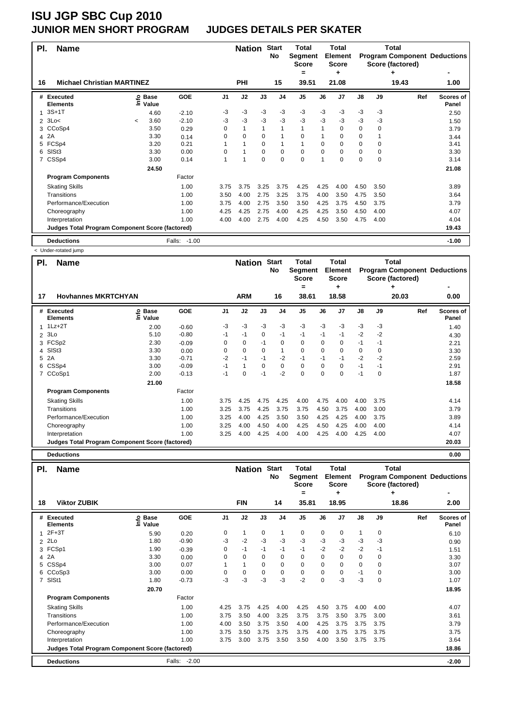# ISU JGP SBC Cup 2010
## JUNIOR MEN SHORT PROGRAM JUDGES DETAILS PER SKATER

| Pl. | Name | Nation | Start No | Total Segment Score = | Total Element Score + | Total Program Component Score (factored) + | Deductions - |
|---|---|---|---|---|---|---|---|
| 16 | Michael Christian MARTINEZ | PHI | 15 | 39.51 | 21.08 | 19.43 | 1.00 |

| # | Executed Elements | Info | Base Value | GOE | J1 | J2 | J3 | J4 | J5 | J6 | J7 | J8 | J9 | Ref | Scores of Panel |
|---|---|---|---|---|---|---|---|---|---|---|---|---|---|---|---|
| 1 | 3S+1T | | 4.60 | -2.10 | -3 | -3 | -3 | -3 | -3 | -3 | -3 | -3 | -3 | | 2.50 |
| 2 | 3Lo< | < | 3.60 | -2.10 | -3 | -3 | -3 | -3 | -3 | -3 | -3 | -3 | -3 | | 1.50 |
| 3 | CCoSp4 | | 3.50 | 0.29 | 0 | 1 | 1 | 1 | 1 | 1 | 0 | 0 | 0 | | 3.79 |
| 4 | 2A | | 3.30 | 0.14 | 0 | 0 | 0 | 1 | 0 | 1 | 0 | 0 | 1 | | 3.44 |
| 5 | FCSp4 | | 3.20 | 0.21 | 1 | 1 | 0 | 1 | 1 | 0 | 0 | 0 | 0 | | 3.41 |
| 6 | SlSt3 | | 3.30 | 0.00 | 0 | 1 | 0 | 0 | 0 | 0 | 0 | 0 | 0 | | 3.30 |
| 7 | CSSp4 | | 3.00 | 0.14 | 1 | 1 | 0 | 0 | 0 | 1 | 0 | 0 | 0 | | 3.14 |
| | | | 24.50 | | | | | | | | | | | | 21.08 |
| | **Program Components** | | | Factor | | | | | | | | | | | |
| | Skating Skills | | | 1.00 | 3.75 | 3.75 | 3.25 | 3.75 | 4.25 | 4.25 | 4.00 | 4.50 | 3.50 | | 3.89 |
| | Transitions | | | 1.00 | 3.50 | 4.00 | 2.75 | 3.25 | 3.75 | 4.00 | 3.50 | 4.75 | 3.50 | | 3.64 |
| | Performance/Execution | | | 1.00 | 3.75 | 4.00 | 2.75 | 3.50 | 3.50 | 4.25 | 3.75 | 4.50 | 3.75 | | 3.79 |
| | Choreography | | | 1.00 | 4.25 | 4.25 | 2.75 | 4.00 | 4.25 | 4.25 | 3.50 | 4.50 | 4.00 | | 4.07 |
| | Interpretation | | | 1.00 | 4.00 | 4.00 | 2.75 | 4.00 | 4.25 | 4.50 | 3.50 | 4.75 | 4.00 | | 4.04 |
| | **Judges Total Program Component Score (factored)** | | | | | | | | | | | | | | 19.43 |
| | **Deductions** | | | Falls: -1.00 | | | | | | | | | | | -1.00 |

< Under-rotated jump

| Pl. | Name | Nation | Start No | Total Segment Score = | Total Element Score + | Total Program Component Score (factored) + | Deductions - |
|---|---|---|---|---|---|---|---|
| 17 | Hovhannes MKRTCHYAN | ARM | 16 | 38.61 | 18.58 | 20.03 | 0.00 |

| # | Executed Elements | Info | Base Value | GOE | J1 | J2 | J3 | J4 | J5 | J6 | J7 | J8 | J9 | Ref | Scores of Panel |
|---|---|---|---|---|---|---|---|---|---|---|---|---|---|---|---|
| 1 | 1Lz+2T | | 2.00 | -0.60 | -3 | -3 | -3 | -3 | -3 | -3 | -3 | -3 | -3 | | 1.40 |
| 2 | 3Lo | | 5.10 | -0.80 | -1 | -1 | 0 | -1 | -1 | -1 | -1 | -2 | -2 | | 4.30 |
| 3 | FCSp2 | | 2.30 | -0.09 | 0 | 0 | -1 | 0 | 0 | 0 | 0 | -1 | -1 | | 2.21 |
| 4 | SlSt3 | | 3.30 | 0.00 | 0 | 0 | 0 | 1 | 0 | 0 | 0 | 0 | 0 | | 3.30 |
| 5 | 2A | | 3.30 | -0.71 | -2 | -1 | -1 | -2 | -1 | -1 | -1 | -2 | -2 | | 2.59 |
| 6 | CSSp4 | | 3.00 | -0.09 | -1 | 1 | 0 | 0 | 0 | 0 | 0 | -1 | -1 | | 2.91 |
| 7 | CCoSp1 | | 2.00 | -0.13 | -1 | 0 | -1 | -2 | 0 | 0 | 0 | -1 | 0 | | 1.87 |
| | | | 21.00 | | | | | | | | | | | | 18.58 |
| | **Program Components** | | | Factor | | | | | | | | | | | |
| | Skating Skills | | | 1.00 | 3.75 | 4.25 | 4.75 | 4.25 | 4.00 | 4.75 | 4.00 | 4.00 | 3.75 | | 4.14 |
| | Transitions | | | 1.00 | 3.25 | 3.75 | 4.25 | 3.75 | 3.75 | 4.50 | 3.75 | 4.00 | 3.00 | | 3.79 |
| | Performance/Execution | | | 1.00 | 3.25 | 4.00 | 4.25 | 3.50 | 3.50 | 4.25 | 4.25 | 4.00 | 3.75 | | 3.89 |
| | Choreography | | | 1.00 | 3.25 | 4.00 | 4.50 | 4.00 | 4.25 | 4.50 | 4.25 | 4.00 | 4.00 | | 4.14 |
| | Interpretation | | | 1.00 | 3.25 | 4.00 | 4.25 | 4.00 | 4.00 | 4.25 | 4.00 | 4.25 | 4.00 | | 4.07 |
| | **Judges Total Program Component Score (factored)** | | | | | | | | | | | | | | 20.03 |
| | **Deductions** | | | | | | | | | | | | | | 0.00 |

| Pl. | Name | Nation | Start No | Total Segment Score = | Total Element Score + | Total Program Component Score (factored) + | Deductions - |
|---|---|---|---|---|---|---|---|
| 18 | Viktor ZUBIK | FIN | 14 | 35.81 | 18.95 | 18.86 | 2.00 |

| # | Executed Elements | Info | Base Value | GOE | J1 | J2 | J3 | J4 | J5 | J6 | J7 | J8 | J9 | Ref | Scores of Panel |
|---|---|---|---|---|---|---|---|---|---|---|---|---|---|---|---|
| 1 | 2F+3T | | 5.90 | 0.20 | 0 | 1 | 0 | 1 | 0 | 0 | 0 | 1 | 0 | | 6.10 |
| 2 | 2Lo | | 1.80 | -0.90 | -3 | -2 | -3 | -3 | -3 | -3 | -3 | -3 | -3 | | 0.90 |
| 3 | FCSp1 | | 1.90 | -0.39 | 0 | -1 | -1 | -1 | -1 | -2 | -2 | -2 | -1 | | 1.51 |
| 4 | 2A | | 3.30 | 0.00 | 0 | 0 | 0 | 0 | 0 | 0 | 0 | 0 | 0 | | 3.30 |
| 5 | CSSp4 | | 3.00 | 0.07 | 1 | 1 | 0 | 0 | 0 | 0 | 0 | 0 | 0 | | 3.07 |
| 6 | CCoSp3 | | 3.00 | 0.00 | 0 | 0 | 0 | 0 | 0 | 0 | 0 | -1 | 0 | | 3.00 |
| 7 | SlSt1 | | 1.80 | -0.73 | -3 | -3 | -3 | -3 | -2 | 0 | -3 | -3 | 0 | | 1.07 |
| | | | 20.70 | | | | | | | | | | | | 18.95 |
| | **Program Components** | | | Factor | | | | | | | | | | | |
| | Skating Skills | | | 1.00 | 4.25 | 3.75 | 4.25 | 4.00 | 4.25 | 4.50 | 3.75 | 4.00 | 4.00 | | 4.07 |
| | Transitions | | | 1.00 | 3.75 | 3.50 | 4.00 | 3.25 | 3.75 | 3.75 | 3.50 | 3.75 | 3.00 | | 3.61 |
| | Performance/Execution | | | 1.00 | 4.00 | 3.50 | 3.75 | 3.50 | 4.00 | 4.25 | 3.75 | 3.75 | 3.75 | | 3.79 |
| | Choreography | | | 1.00 | 3.75 | 3.50 | 3.75 | 3.75 | 3.75 | 4.00 | 3.75 | 3.75 | 3.75 | | 3.75 |
| | Interpretation | | | 1.00 | 3.75 | 3.00 | 3.75 | 3.50 | 3.50 | 4.00 | 3.50 | 3.75 | 3.75 | | 3.64 |
| | **Judges Total Program Component Score (factored)** | | | | | | | | | | | | | | 18.86 |
| | **Deductions** | | | Falls: -2.00 | | | | | | | | | | | -2.00 |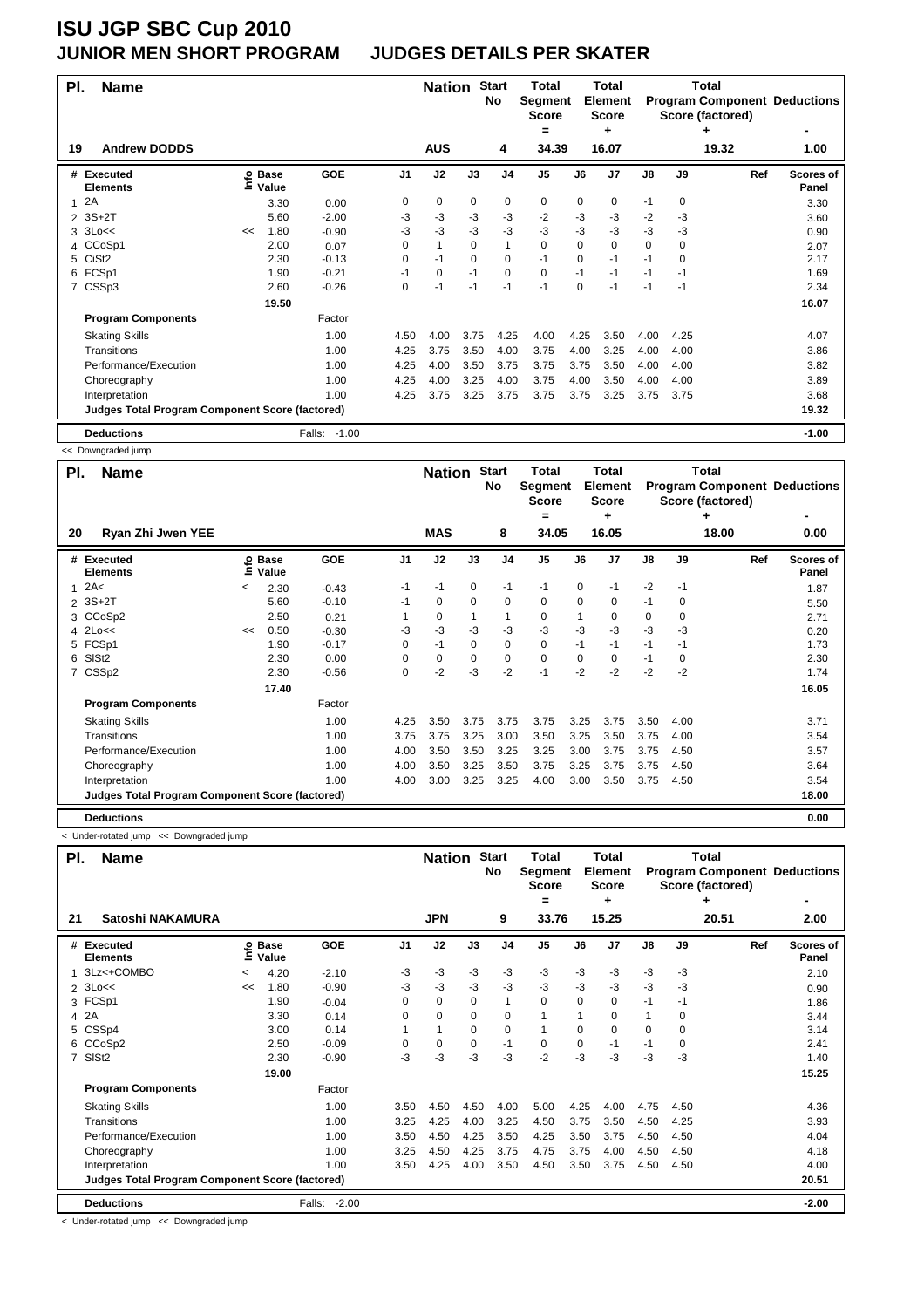# ISU JGP SBC Cup 2010

## JUNIOR MEN SHORT PROGRAM JUDGES DETAILS PER SKATER

| Pl. | Name | Nation | Start No | Total Segment Score = | Total Element Score + | Total Program Component Score (factored) + | Total Deductions - |
|---|---|---|---|---|---|---|---|
| 19 | Andrew DODDS | AUS | 4 | 34.39 | 16.07 | 19.32 | 1.00 |

| # | Executed Elements | Info | Base Value | GOE | J1 | J2 | J3 | J4 | J5 | J6 | J7 | J8 | J9 | Ref | Scores of Panel |
|---|---|---|---|---|---|---|---|---|---|---|---|---|---|---|---|
| 1 | 2A | | 3.30 | 0.00 | 0 | 0 | 0 | 0 | 0 | 0 | 0 | -1 | 0 | | 3.30 |
| 2 | 3S+2T | | 5.60 | -2.00 | -3 | -3 | -3 | -3 | -2 | -3 | -3 | -2 | -3 | | 3.60 |
| 3 | 3Lo<< | << | 1.80 | -0.90 | -3 | -3 | -3 | -3 | -3 | -3 | -3 | -3 | -3 | | 0.90 |
| 4 | CCoSp1 | | 2.00 | 0.07 | 0 | 1 | 0 | 1 | 0 | 0 | 0 | 0 | 0 | | 2.07 |
| 5 | CiSt2 | | 2.30 | -0.13 | 0 | -1 | 0 | 0 | -1 | 0 | -1 | -1 | 0 | | 2.17 |
| 6 | FCSp1 | | 1.90 | -0.21 | -1 | 0 | -1 | 0 | 0 | -1 | -1 | -1 | -1 | | 1.69 |
| 7 | CSSp3 | | 2.60 | -0.26 | 0 | -1 | -1 | -1 | -1 | 0 | -1 | -1 | -1 | | 2.34 |
| | | | 19.50 | | | | | | | | | | | | 16.07 |
| | **Program Components** | | | Factor | | | | | | | | | | | |
| | Skating Skills | | | 1.00 | 4.50 | 4.00 | 3.75 | 4.25 | 4.00 | 4.25 | 3.50 | 4.00 | 4.25 | | 4.07 |
| | Transitions | | | 1.00 | 4.25 | 3.75 | 3.50 | 4.00 | 3.75 | 4.00 | 3.25 | 4.00 | 4.00 | | 3.86 |
| | Performance/Execution | | | 1.00 | 4.25 | 4.00 | 3.50 | 3.75 | 3.75 | 3.75 | 3.50 | 4.00 | 4.00 | | 3.82 |
| | Choreography | | | 1.00 | 4.25 | 4.00 | 3.25 | 4.00 | 3.75 | 4.00 | 3.50 | 4.00 | 4.00 | | 3.89 |
| | Interpretation | | | 1.00 | 4.25 | 3.75 | 3.25 | 3.75 | 3.75 | 3.75 | 3.25 | 3.75 | 3.75 | | 3.68 |
| | **Judges Total Program Component Score (factored)** | | | | | | | | | | | | | | 19.32 |
| | **Deductions** | | | Falls: -1.00 | | | | | | | | | | | -1.00 |

<< Downgraded jump

| Pl. | Name | Nation | Start No | Total Segment Score = | Total Element Score + | Total Program Component Score (factored) + | Total Deductions - |
|---|---|---|---|---|---|---|---|
| 20 | Ryan Zhi Jwen YEE | MAS | 8 | 34.05 | 16.05 | 18.00 | 0.00 |

| # | Executed Elements | Info | Base Value | GOE | J1 | J2 | J3 | J4 | J5 | J6 | J7 | J8 | J9 | Ref | Scores of Panel |
|---|---|---|---|---|---|---|---|---|---|---|---|---|---|---|---|
| 1 | 2A< | < | 2.30 | -0.43 | -1 | -1 | 0 | -1 | -1 | 0 | -1 | -2 | -1 | | 1.87 |
| 2 | 3S+2T | | 5.60 | -0.10 | -1 | 0 | 0 | 0 | 0 | 0 | 0 | -1 | 0 | | 5.50 |
| 3 | CCoSp2 | | 2.50 | 0.21 | 1 | 0 | 1 | 1 | 0 | 1 | 0 | 0 | 0 | | 2.71 |
| 4 | 2Lo<< | << | 0.50 | -0.30 | -3 | -3 | -3 | -3 | -3 | -3 | -3 | -3 | -3 | | 0.20 |
| 5 | FCSp1 | | 1.90 | -0.17 | 0 | -1 | 0 | 0 | 0 | -1 | -1 | -1 | -1 | | 1.73 |
| 6 | SlSt2 | | 2.30 | 0.00 | 0 | 0 | 0 | 0 | 0 | 0 | 0 | -1 | 0 | | 2.30 |
| 7 | CSSp2 | | 2.30 | -0.56 | 0 | -2 | -3 | -2 | -1 | -2 | -2 | -2 | -2 | | 1.74 |
| | | | 17.40 | | | | | | | | | | | | 16.05 |
| | **Program Components** | | | Factor | | | | | | | | | | | |
| | Skating Skills | | | 1.00 | 4.25 | 3.50 | 3.75 | 3.75 | 3.75 | 3.25 | 3.75 | 3.50 | 4.00 | | 3.71 |
| | Transitions | | | 1.00 | 3.75 | 3.75 | 3.25 | 3.00 | 3.50 | 3.25 | 3.50 | 3.75 | 4.00 | | 3.54 |
| | Performance/Execution | | | 1.00 | 4.00 | 3.50 | 3.50 | 3.25 | 3.25 | 3.00 | 3.75 | 3.75 | 4.50 | | 3.57 |
| | Choreography | | | 1.00 | 4.00 | 3.50 | 3.25 | 3.50 | 3.75 | 3.25 | 3.75 | 3.75 | 4.50 | | 3.64 |
| | Interpretation | | | 1.00 | 4.00 | 3.00 | 3.25 | 3.25 | 4.00 | 3.00 | 3.50 | 3.75 | 4.50 | | 3.54 |
| | **Judges Total Program Component Score (factored)** | | | | | | | | | | | | | | 18.00 |
| | **Deductions** | | | | | | | | | | | | | | 0.00 |

< Under-rotated jump << Downgraded jump

| Pl. | Name | Nation | Start No | Total Segment Score = | Total Element Score + | Total Program Component Score (factored) + | Total Deductions - |
|---|---|---|---|---|---|---|---|
| 21 | Satoshi NAKAMURA | JPN | 9 | 33.76 | 15.25 | 20.51 | 2.00 |

| # | Executed Elements | Info | Base Value | GOE | J1 | J2 | J3 | J4 | J5 | J6 | J7 | J8 | J9 | Ref | Scores of Panel |
|---|---|---|---|---|---|---|---|---|---|---|---|---|---|---|---|
| 1 | 3Lz<+COMBO | < | 4.20 | -2.10 | -3 | -3 | -3 | -3 | -3 | -3 | -3 | -3 | -3 | | 2.10 |
| 2 | 3Lo<< | << | 1.80 | -0.90 | -3 | -3 | -3 | -3 | -3 | -3 | -3 | -3 | -3 | | 0.90 |
| 3 | FCSp1 | | 1.90 | -0.04 | 0 | 0 | 0 | 1 | 0 | 0 | 0 | -1 | -1 | | 1.86 |
| 4 | 2A | | 3.30 | 0.14 | 0 | 0 | 0 | 0 | 1 | 1 | 0 | 1 | 0 | | 3.44 |
| 5 | CSSp4 | | 3.00 | 0.14 | 1 | 1 | 0 | 0 | 1 | 0 | 0 | 0 | 0 | | 3.14 |
| 6 | CCoSp2 | | 2.50 | -0.09 | 0 | 0 | 0 | -1 | 0 | 0 | -1 | -1 | 0 | | 2.41 |
| 7 | SlSt2 | | 2.30 | -0.90 | -3 | -3 | -3 | -3 | -2 | -3 | -3 | -3 | -3 | | 1.40 |
| | | | 19.00 | | | | | | | | | | | | 15.25 |
| | **Program Components** | | | Factor | | | | | | | | | | | |
| | Skating Skills | | | 1.00 | 3.50 | 4.50 | 4.50 | 4.00 | 5.00 | 4.25 | 4.00 | 4.75 | 4.50 | | 4.36 |
| | Transitions | | | 1.00 | 3.25 | 4.25 | 4.00 | 3.25 | 4.50 | 3.75 | 3.50 | 4.50 | 4.25 | | 3.93 |
| | Performance/Execution | | | 1.00 | 3.50 | 4.50 | 4.25 | 3.50 | 4.25 | 3.50 | 3.75 | 4.50 | 4.50 | | 4.04 |
| | Choreography | | | 1.00 | 3.25 | 4.50 | 4.25 | 3.75 | 4.75 | 3.75 | 4.00 | 4.50 | 4.50 | | 4.18 |
| | Interpretation | | | 1.00 | 3.50 | 4.25 | 4.00 | 3.50 | 4.50 | 3.50 | 3.75 | 4.50 | 4.50 | | 4.00 |
| | **Judges Total Program Component Score (factored)** | | | | | | | | | | | | | | 20.51 |
| | **Deductions** | | | Falls: -2.00 | | | | | | | | | | | -2.00 |

< Under-rotated jump << Downgraded jump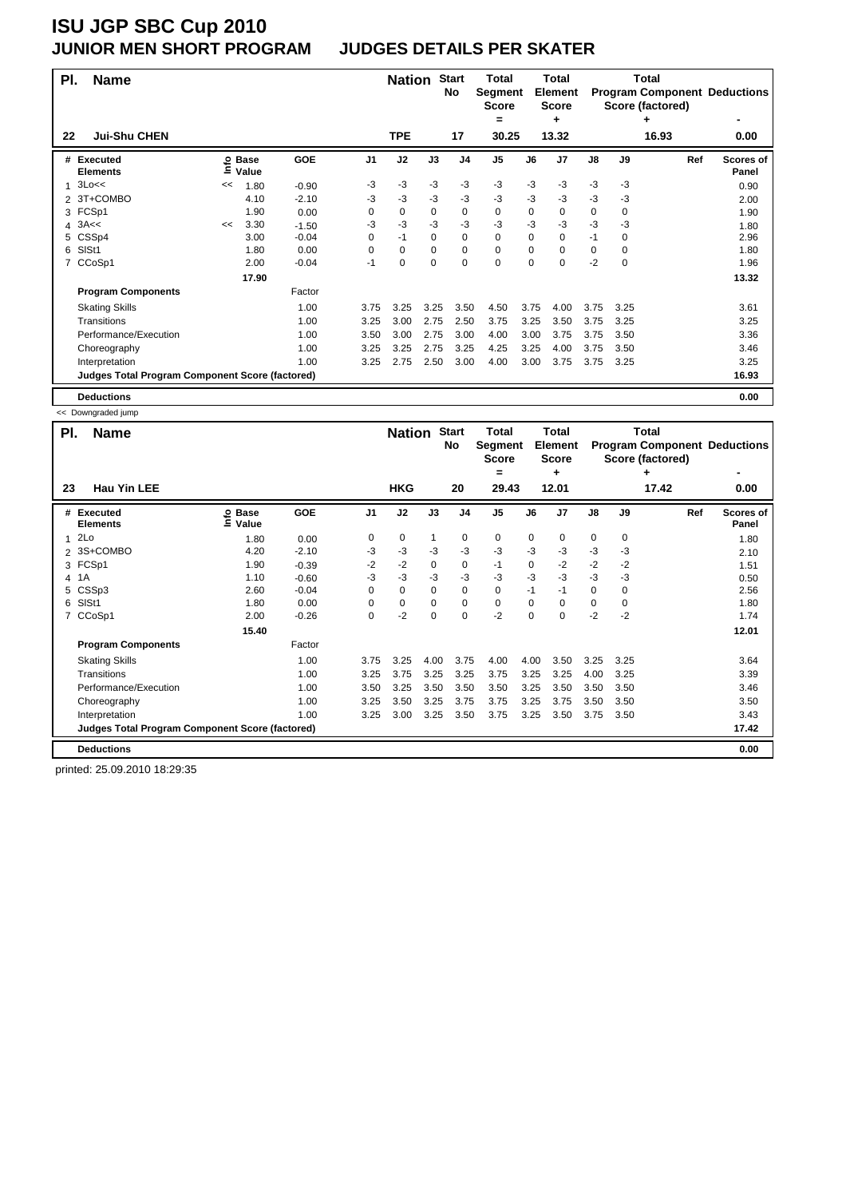# ISU JGP SBC Cup 2010
## JUNIOR MEN SHORT PROGRAM JUDGES DETAILS PER SKATER

| Pl. | Name | Nation | Start No | Total Segment Score = | Total Element Score + | Total Program Component Score (factored) + | Deductions - |
|---|---|---|---|---|---|---|---|
| 22 | Jui-Shu CHEN | TPE | 17 | 30.25 | 13.32 | 16.93 | 0.00 |

| # | Executed Elements | Info | Base Value | GOE | J1 | J2 | J3 | J4 | J5 | J6 | J7 | J8 | J9 | Ref | Scores of Panel |
|---|---|---|---|---|---|---|---|---|---|---|---|---|---|---|---|
| 1 | 3Lo<< | << | 1.80 | -0.90 | -3 | -3 | -3 | -3 | -3 | -3 | -3 | -3 | -3 | | 0.90 |
| 2 | 3T+COMBO | | 4.10 | -2.10 | -3 | -3 | -3 | -3 | -3 | -3 | -3 | -3 | -3 | | 2.00 |
| 3 | FCSp1 | | 1.90 | 0.00 | 0 | 0 | 0 | 0 | 0 | 0 | 0 | 0 | 0 | | 1.90 |
| 4 | 3A<< | << | 3.30 | -1.50 | -3 | -3 | -3 | -3 | -3 | -3 | -3 | -3 | -3 | | 1.80 |
| 5 | CSSp4 | | 3.00 | -0.04 | 0 | -1 | 0 | 0 | 0 | 0 | 0 | -1 | 0 | | 2.96 |
| 6 | SlSt1 | | 1.80 | 0.00 | 0 | 0 | 0 | 0 | 0 | 0 | 0 | 0 | 0 | | 1.80 |
| 7 | CCoSp1 | | 2.00 | -0.04 | -1 | 0 | 0 | 0 | 0 | 0 | 0 | -2 | 0 | | 1.96 |
| | | | 17.90 | | | | | | | | | | | | 13.32 |

| Program Components | Factor | J1 | J2 | J3 | J4 | J5 | J6 | J7 | J8 | J9 | Scores of Panel |
|---|---|---|---|---|---|---|---|---|---|---|---|
| Skating Skills | 1.00 | 3.75 | 3.25 | 3.25 | 3.50 | 4.50 | 3.75 | 4.00 | 3.75 | 3.25 | 3.61 |
| Transitions | 1.00 | 3.25 | 3.00 | 2.75 | 2.50 | 3.75 | 3.25 | 3.50 | 3.75 | 3.25 | 3.25 |
| Performance/Execution | 1.00 | 3.50 | 3.00 | 2.75 | 3.00 | 4.00 | 3.00 | 3.75 | 3.75 | 3.50 | 3.36 |
| Choreography | 1.00 | 3.25 | 3.25 | 2.75 | 3.25 | 4.25 | 3.25 | 4.00 | 3.75 | 3.50 | 3.46 |
| Interpretation | 1.00 | 3.25 | 2.75 | 2.50 | 3.00 | 4.00 | 3.00 | 3.75 | 3.75 | 3.25 | 3.25 |
| Judges Total Program Component Score (factored) | | | | | | | | | | | 16.93 |

**Deductions** 0.00

<< Downgraded jump

| Pl. | Name | Nation | Start No | Total Segment Score = | Total Element Score + | Total Program Component Score (factored) + | Deductions - |
|---|---|---|---|---|---|---|---|
| 23 | Hau Yin LEE | HKG | 20 | 29.43 | 12.01 | 17.42 | 0.00 |

| # | Executed Elements | Info | Base Value | GOE | J1 | J2 | J3 | J4 | J5 | J6 | J7 | J8 | J9 | Ref | Scores of Panel |
|---|---|---|---|---|---|---|---|---|---|---|---|---|---|---|---|
| 1 | 2Lo | | 1.80 | 0.00 | 0 | 0 | 1 | 0 | 0 | 0 | 0 | 0 | 0 | | 1.80 |
| 2 | 3S+COMBO | | 4.20 | -2.10 | -3 | -3 | -3 | -3 | -3 | -3 | -3 | -3 | -3 | | 2.10 |
| 3 | FCSp1 | | 1.90 | -0.39 | -2 | -2 | 0 | 0 | -1 | 0 | -2 | -2 | -2 | | 1.51 |
| 4 | 1A | | 1.10 | -0.60 | -3 | -3 | -3 | -3 | -3 | -3 | -3 | -3 | -3 | | 0.50 |
| 5 | CSSp3 | | 2.60 | -0.04 | 0 | 0 | 0 | 0 | 0 | -1 | -1 | 0 | 0 | | 2.56 |
| 6 | SlSt1 | | 1.80 | 0.00 | 0 | 0 | 0 | 0 | 0 | 0 | 0 | 0 | 0 | | 1.80 |
| 7 | CCoSp1 | | 2.00 | -0.26 | 0 | -2 | 0 | 0 | -2 | 0 | 0 | -2 | -2 | | 1.74 |
| | | | 15.40 | | | | | | | | | | | | 12.01 |

| Program Components | Factor | J1 | J2 | J3 | J4 | J5 | J6 | J7 | J8 | J9 | Scores of Panel |
|---|---|---|---|---|---|---|---|---|---|---|---|
| Skating Skills | 1.00 | 3.75 | 3.25 | 4.00 | 3.75 | 4.00 | 4.00 | 3.50 | 3.25 | 3.25 | 3.64 |
| Transitions | 1.00 | 3.25 | 3.75 | 3.25 | 3.25 | 3.75 | 3.25 | 3.25 | 4.00 | 3.25 | 3.39 |
| Performance/Execution | 1.00 | 3.50 | 3.25 | 3.50 | 3.50 | 3.50 | 3.25 | 3.50 | 3.50 | 3.50 | 3.46 |
| Choreography | 1.00 | 3.25 | 3.50 | 3.25 | 3.75 | 3.75 | 3.25 | 3.75 | 3.50 | 3.50 | 3.50 |
| Interpretation | 1.00 | 3.25 | 3.00 | 3.25 | 3.50 | 3.75 | 3.25 | 3.50 | 3.75 | 3.50 | 3.43 |
| Judges Total Program Component Score (factored) | | | | | | | | | | | 17.42 |

**Deductions** 0.00

printed: 25.09.2010 18:29:35